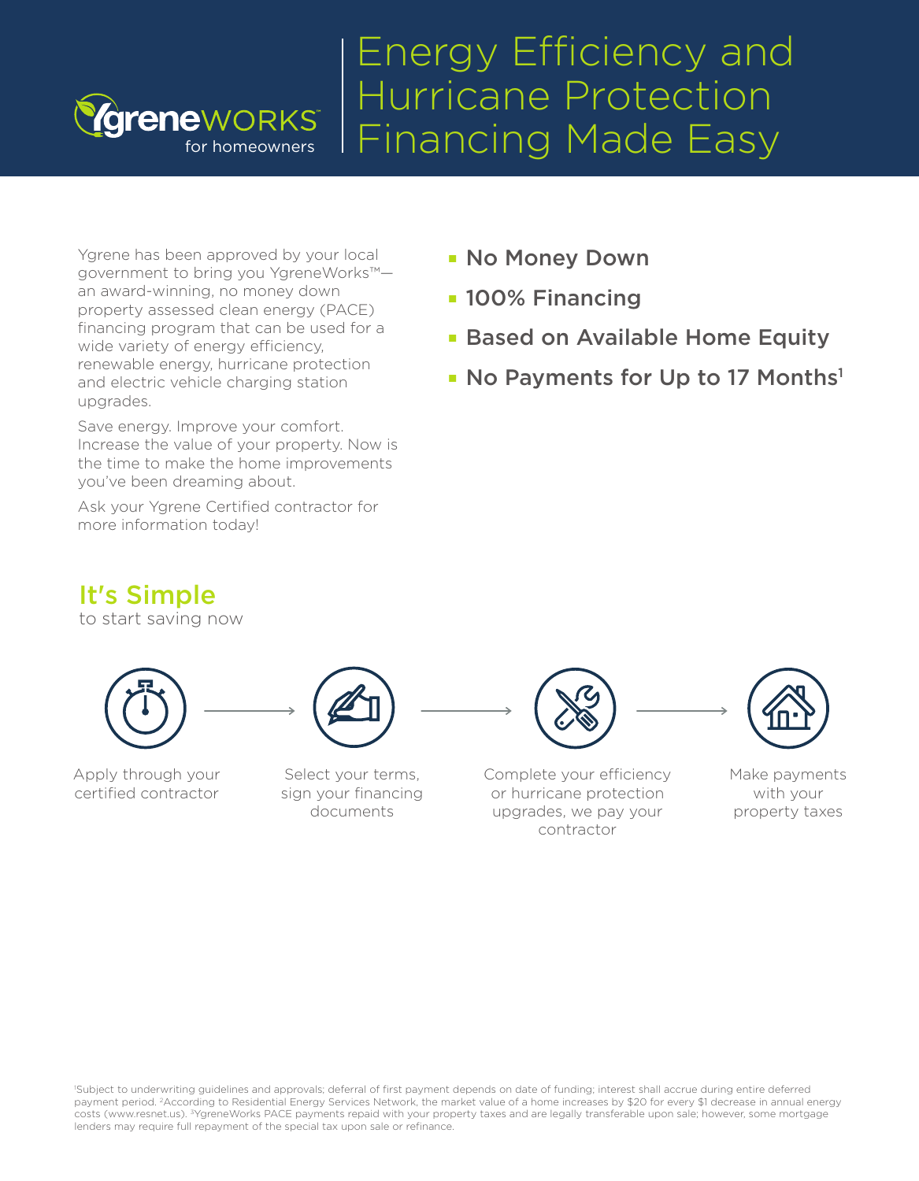YgreneWORKS for homeowners

# Energy Efficiency and Hurricane Protection Financing Made Easy

Ygrene has been approved by your local government to bring you YgreneWorks™—an award-winning, no money down property assessed clean energy (PACE) financing program that can be used for a wide variety of energy efficiency, renewable energy, hurricane protection and electric vehicle charging station upgrades.

Save energy. Improve your comfort. Increase the value of your property. Now is the time to make the home improvements you've been dreaming about.

Ask your Ygrene Certified contractor for more information today!

- **No Money Down**
- **100% Financing**
- **Based on Available Home Equity**
- **No Payments for Up to 17 Months**[1]

## It's Simple

to start saving now

Apply through your certified contractor → Select your terms, sign your financing documents → Complete your efficiency or hurricane protection upgrades, we pay your contractor → Make payments with your property taxes

[1]Subject to underwriting guidelines and approvals; deferral of first payment depends on date of funding; interest shall accrue during entire deferred payment period. [2]According to Residential Energy Services Network, the market value of a home increases by $20 for every $1 decrease in annual energy costs (www.resnet.us). [3]YgreneWorks PACE payments repaid with your property taxes and are legally transferable upon sale; however, some mortgage lenders may require full repayment of the special tax upon sale or refinance.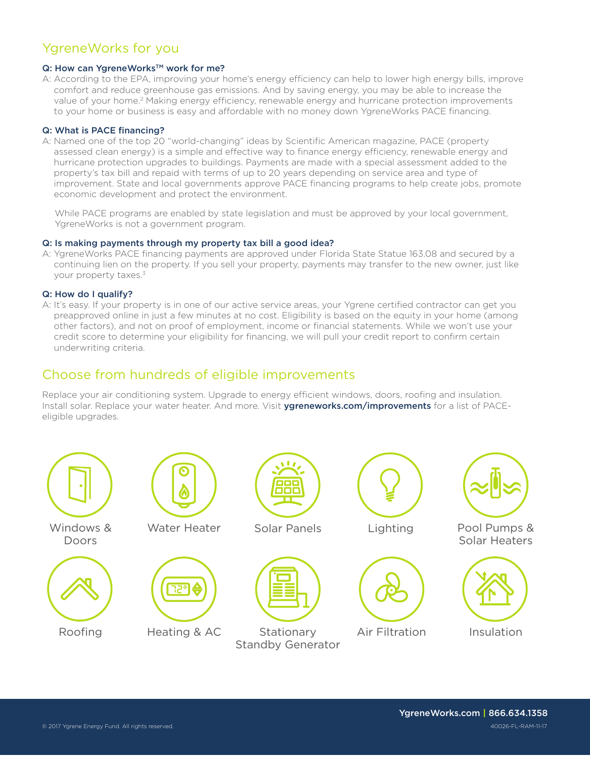## YgreneWorks for you

**Q: How can YgreneWorks™ work for me?**

A: According to the EPA, improving your home's energy efficiency can help to lower high energy bills, improve comfort and reduce greenhouse gas emissions. And by saving energy, you may be able to increase the value of your home.[2] Making energy efficiency, renewable energy and hurricane protection improvements to your home or business is easy and affordable with no money down YgreneWorks PACE financing.

**Q: What is PACE financing?**

A: Named one of the top 20 "world-changing" ideas by Scientific American magazine, PACE (property assessed clean energy) is a simple and effective way to finance energy efficiency, renewable energy and hurricane protection upgrades to buildings. Payments are made with a special assessment added to the property's tax bill and repaid with terms of up to 20 years depending on service area and type of improvement. State and local governments approve PACE financing programs to help create jobs, promote economic development and protect the environment.

While PACE programs are enabled by state legislation and must be approved by your local government, YgreneWorks is not a government program.

**Q: Is making payments through my property tax bill a good idea?**

A: YgreneWorks PACE financing payments are approved under Florida State Statue 163.08 and secured by a continuing lien on the property. If you sell your property, payments may transfer to the new owner, just like your property taxes.[3]

**Q: How do I qualify?**

A: It's easy. If your property is in one of our active service areas, your Ygrene certified contractor can get you preapproved online in just a few minutes at no cost. Eligibility is based on the equity in your home (among other factors), and not on proof of employment, income or financial statements. While we won't use your credit score to determine your eligibility for financing, we will pull your credit report to confirm certain underwriting criteria.

## Choose from hundreds of eligible improvements

Replace your air conditioning system. Upgrade to energy efficient windows, doors, roofing and insulation. Install solar. Replace your water heater. And more. Visit **ygreneworks.com/improvements** for a list of PACE-eligible upgrades.

Windows & Doors

Water Heater

Solar Panels

Lighting

Pool Pumps & Solar Heaters

Roofing

Heating & AC

Stationary Standby Generator

Air Filtration

Insulation

**YgreneWorks.com | 866.634.1358**

© 2017 Ygrene Energy Fund. All rights reserved.

40026-FL-RAM-11-17